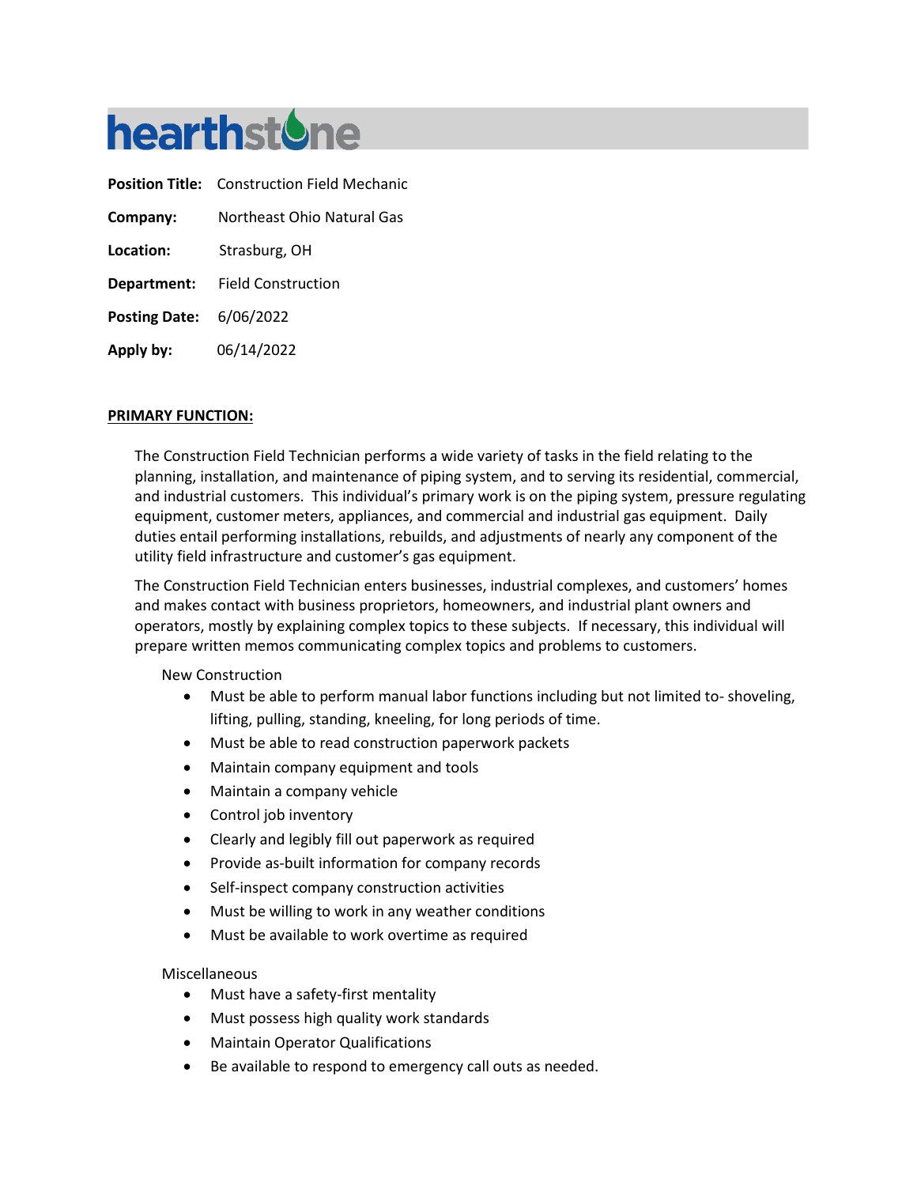# hearthstone

**Position Title:** Construction Field Mechanic

**Company:** Northeast Ohio Natural Gas

**Location:** Strasburg, OH

**Department:** Field Construction

**Posting Date:** 6/06/2022

**Apply by:** 06/14/2022

## PRIMARY FUNCTION:

The Construction Field Technician performs a wide variety of tasks in the field relating to the planning, installation, and maintenance of piping system, and to serving its residential, commercial, and industrial customers. This individual's primary work is on the piping system, pressure regulating equipment, customer meters, appliances, and commercial and industrial gas equipment. Daily duties entail performing installations, rebuilds, and adjustments of nearly any component of the utility field infrastructure and customer's gas equipment.

The Construction Field Technician enters businesses, industrial complexes, and customers' homes and makes contact with business proprietors, homeowners, and industrial plant owners and operators, mostly by explaining complex topics to these subjects. If necessary, this individual will prepare written memos communicating complex topics and problems to customers.

New Construction

- Must be able to perform manual labor functions including but not limited to- shoveling, lifting, pulling, standing, kneeling, for long periods of time.
- Must be able to read construction paperwork packets
- Maintain company equipment and tools
- Maintain a company vehicle
- Control job inventory
- Clearly and legibly fill out paperwork as required
- Provide as-built information for company records
- Self-inspect company construction activities
- Must be willing to work in any weather conditions
- Must be available to work overtime as required

Miscellaneous

- Must have a safety-first mentality
- Must possess high quality work standards
- Maintain Operator Qualifications
- Be available to respond to emergency call outs as needed.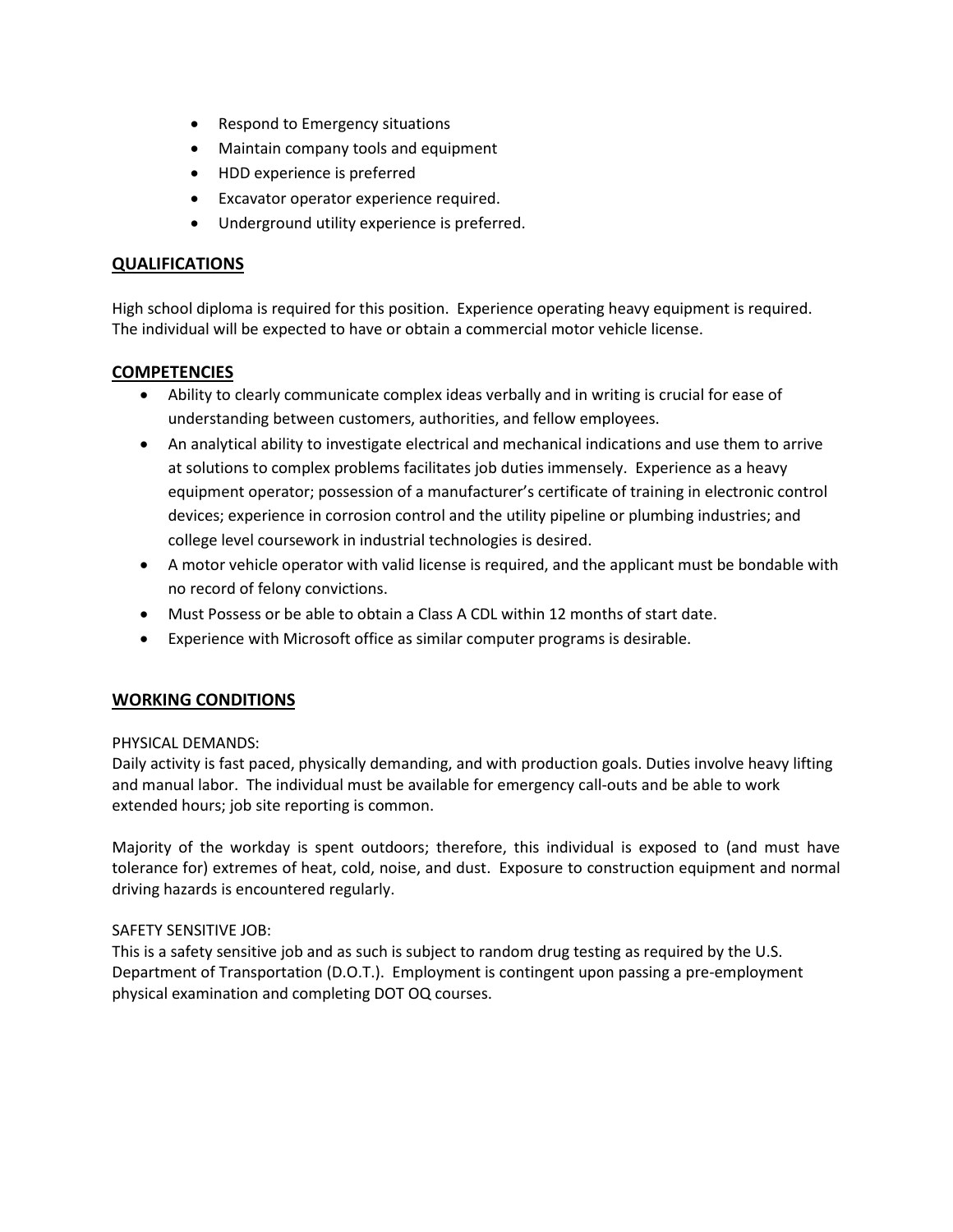- Respond to Emergency situations
- Maintain company tools and equipment
- HDD experience is preferred
- Excavator operator experience required.
- Underground utility experience is preferred.

## QUALIFICATIONS

High school diploma is required for this position. Experience operating heavy equipment is required. The individual will be expected to have or obtain a commercial motor vehicle license.

## COMPETENCIES

- Ability to clearly communicate complex ideas verbally and in writing is crucial for ease of understanding between customers, authorities, and fellow employees.
- An analytical ability to investigate electrical and mechanical indications and use them to arrive at solutions to complex problems facilitates job duties immensely. Experience as a heavy equipment operator; possession of a manufacturer's certificate of training in electronic control devices; experience in corrosion control and the utility pipeline or plumbing industries; and college level coursework in industrial technologies is desired.
- A motor vehicle operator with valid license is required, and the applicant must be bondable with no record of felony convictions.
- Must Possess or be able to obtain a Class A CDL within 12 months of start date.
- Experience with Microsoft office as similar computer programs is desirable.

## WORKING CONDITIONS

PHYSICAL DEMANDS:
Daily activity is fast paced, physically demanding, and with production goals. Duties involve heavy lifting and manual labor. The individual must be available for emergency call-outs and be able to work extended hours; job site reporting is common.

Majority of the workday is spent outdoors; therefore, this individual is exposed to (and must have tolerance for) extremes of heat, cold, noise, and dust. Exposure to construction equipment and normal driving hazards is encountered regularly.

SAFETY SENSITIVE JOB:
This is a safety sensitive job and as such is subject to random drug testing as required by the U.S. Department of Transportation (D.O.T.). Employment is contingent upon passing a pre-employment physical examination and completing DOT OQ courses.